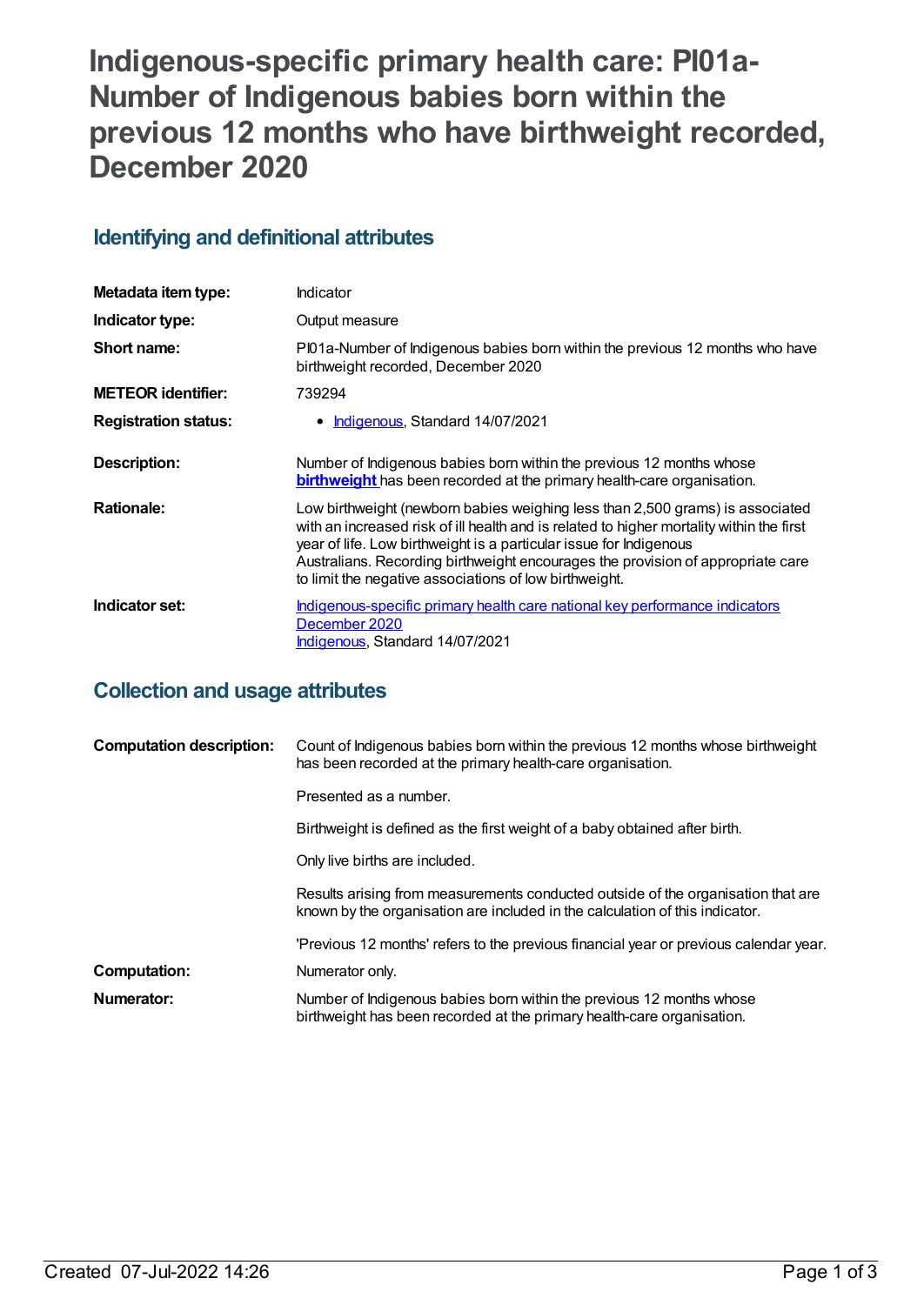# Indigenous-specific primary health care: PI01a-Number of Indigenous babies born within the previous 12 months who have birthweight recorded, December 2020

## Identifying and definitional attributes

| | |
|---|---|
| **Metadata item type:** | Indicator |
| **Indicator type:** | Output measure |
| **Short name:** | PI01a-Number of Indigenous babies born within the previous 12 months who have birthweight recorded, December 2020 |
| **METEOR identifier:** | 739294 |
| **Registration status:** | • Indigenous, Standard 14/07/2021 |
| **Description:** | Number of Indigenous babies born within the previous 12 months whose **birthweight** has been recorded at the primary health-care organisation. |
| **Rationale:** | Low birthweight (newborn babies weighing less than 2,500 grams) is associated with an increased risk of ill health and is related to higher mortality within the first year of life. Low birthweight is a particular issue for Indigenous Australians. Recording birthweight encourages the provision of appropriate care to limit the negative associations of low birthweight. |
| **Indicator set:** | Indigenous-specific primary health care national key performance indicators December 2020<br>Indigenous, Standard 14/07/2021 |

## Collection and usage attributes

| | |
|---|---|
| **Computation description:** | Count of Indigenous babies born within the previous 12 months whose birthweight has been recorded at the primary health-care organisation.<br><br>Presented as a number.<br><br>Birthweight is defined as the first weight of a baby obtained after birth.<br><br>Only live births are included.<br><br>Results arising from measurements conducted outside of the organisation that are known by the organisation are included in the calculation of this indicator.<br><br>'Previous 12 months' refers to the previous financial year or previous calendar year. |
| **Computation:** | Numerator only. |
| **Numerator:** | Number of Indigenous babies born within the previous 12 months whose birthweight has been recorded at the primary health-care organisation. |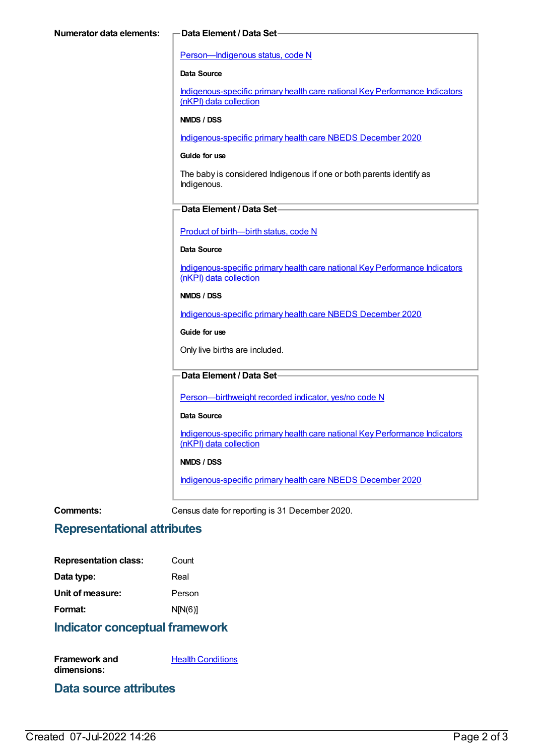**Numerator data elements:**

**Data Element / Data Set**

Person—Indigenous status, code N

**Data Source**

Indigenous-specific primary health care national Key Performance Indicators (nKPI) data collection

**NMDS / DSS**

Indigenous-specific primary health care NBEDS December 2020

**Guide for use**

The baby is considered Indigenous if one or both parents identify as Indigenous.

**Data Element / Data Set**

Product of birth—birth status, code N

**Data Source**

Indigenous-specific primary health care national Key Performance Indicators (nKPI) data collection

**NMDS / DSS**

Indigenous-specific primary health care NBEDS December 2020

**Guide for use**

Only live births are included.

**Data Element / Data Set**

Person—birthweight recorded indicator, yes/no code N

**Data Source**

Indigenous-specific primary health care national Key Performance Indicators (nKPI) data collection

**NMDS / DSS**

Indigenous-specific primary health care NBEDS December 2020

**Comments:** Census date for reporting is 31 December 2020.

## Representational attributes

**Representation class:** Count

**Data type:** Real

**Unit of measure:** Person

**Format:** N[N(6)]

## Indicator conceptual framework

**Framework and dimensions:** Health Conditions

## Data source attributes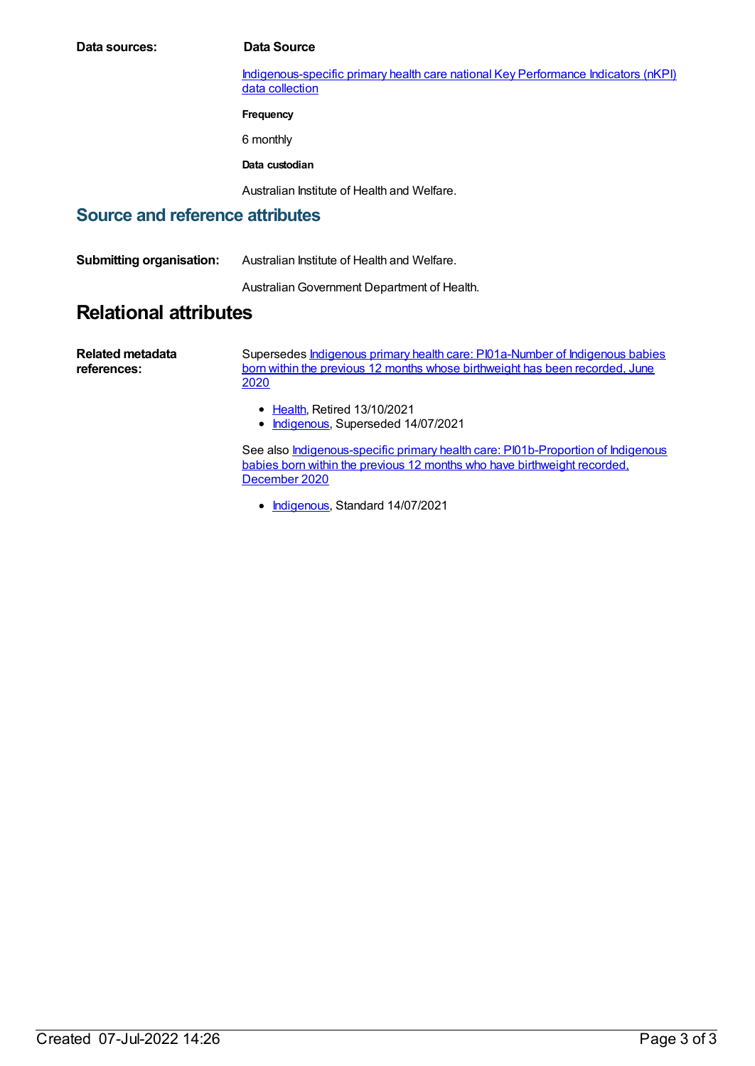**Data sources:**

**Data Source**

Indigenous-specific primary health care national Key Performance Indicators (nKPI) data collection

**Frequency**

6 monthly

**Data custodian**

Australian Institute of Health and Welfare.

## Source and reference attributes

**Submitting organisation:**

Australian Institute of Health and Welfare.

Australian Government Department of Health.

# Relational attributes

**Related metadata references:**

Supersedes Indigenous primary health care: PI01a-Number of Indigenous babies born within the previous 12 months whose birthweight has been recorded, June 2020

- Health, Retired 13/10/2021
- Indigenous, Superseded 14/07/2021

See also Indigenous-specific primary health care: PI01b-Proportion of Indigenous babies born within the previous 12 months who have birthweight recorded, December 2020

- Indigenous, Standard 14/07/2021